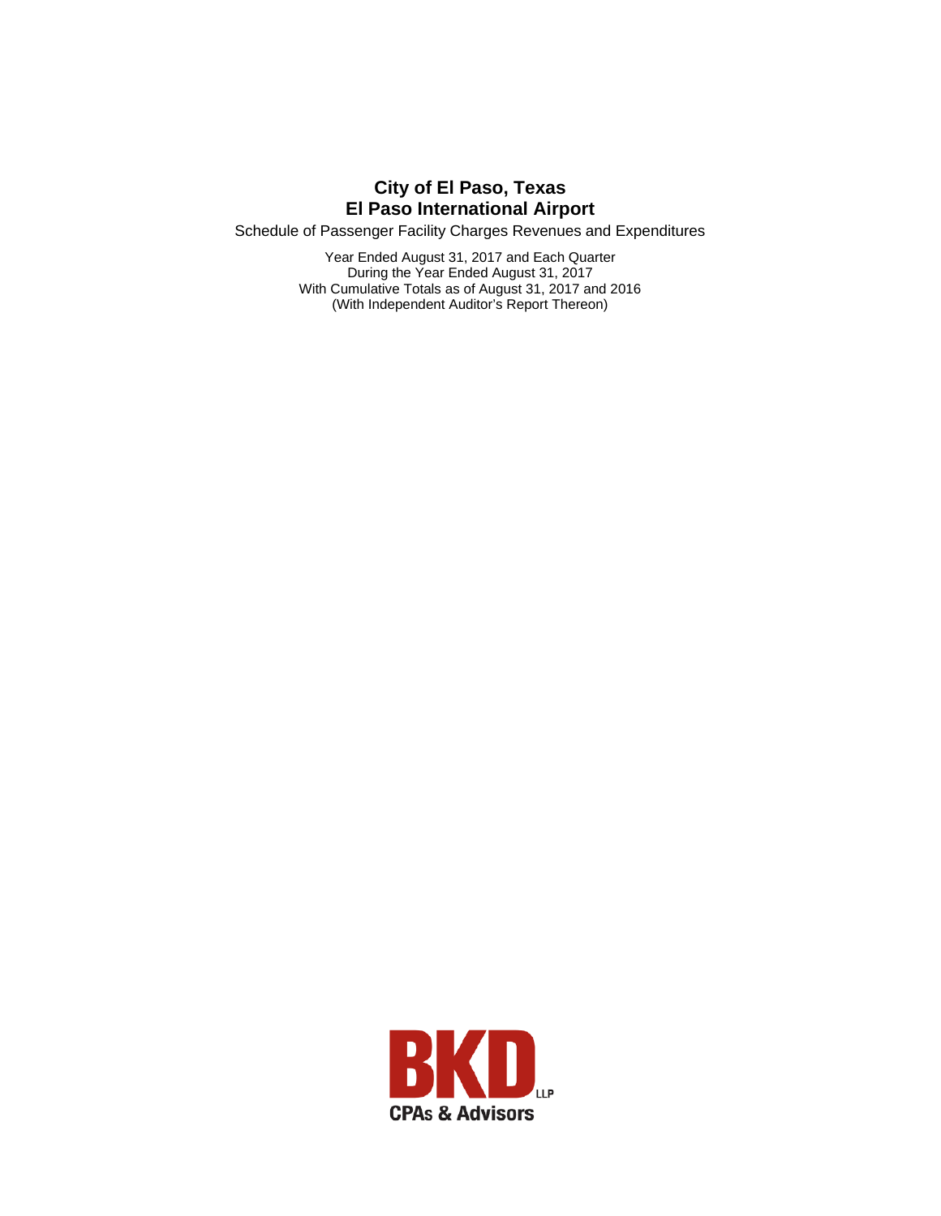# City of El Paso, Texas
# El Paso International Airport

Schedule of Passenger Facility Charges Revenues and Expenditures

Year Ended August 31, 2017 and Each Quarter
During the Year Ended August 31, 2017
With Cumulative Totals as of August 31, 2017 and 2016
(With Independent Auditor's Report Thereon)

BKD LLP
CPAs & Advisors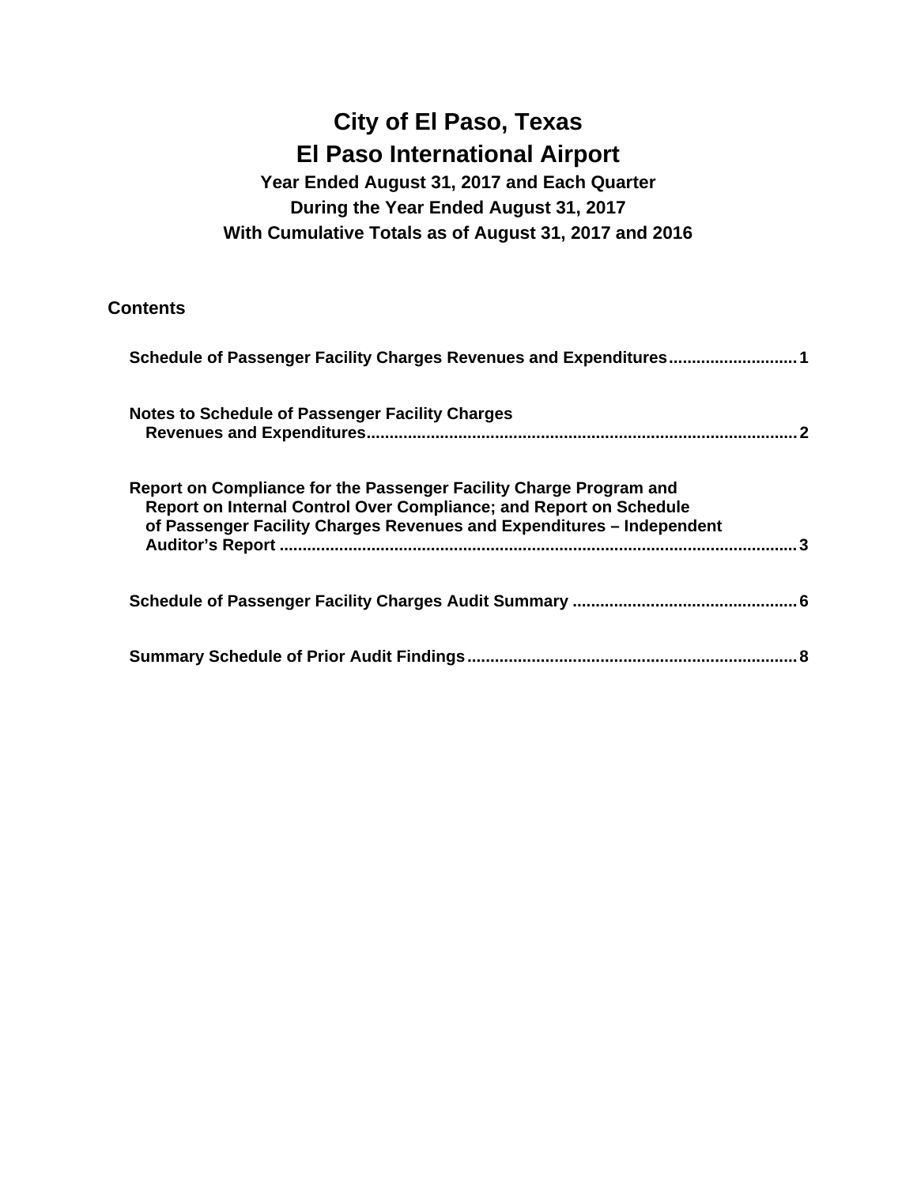# City of El Paso, Texas
# El Paso International Airport

### Year Ended August 31, 2017 and Each Quarter During the Year Ended August 31, 2017 With Cumulative Totals as of August 31, 2017 and 2016

## Contents

| | |
|---|---|
| **Schedule of Passenger Facility Charges Revenues and Expenditures** | **1** |
| **Notes to Schedule of Passenger Facility Charges Revenues and Expenditures** | **2** |
| **Report on Compliance for the Passenger Facility Charge Program and Report on Internal Control Over Compliance; and Report on Schedule of Passenger Facility Charges Revenues and Expenditures – Independent Auditor's Report** | **3** |
| **Schedule of Passenger Facility Charges Audit Summary** | **6** |
| **Summary Schedule of Prior Audit Findings** | **8** |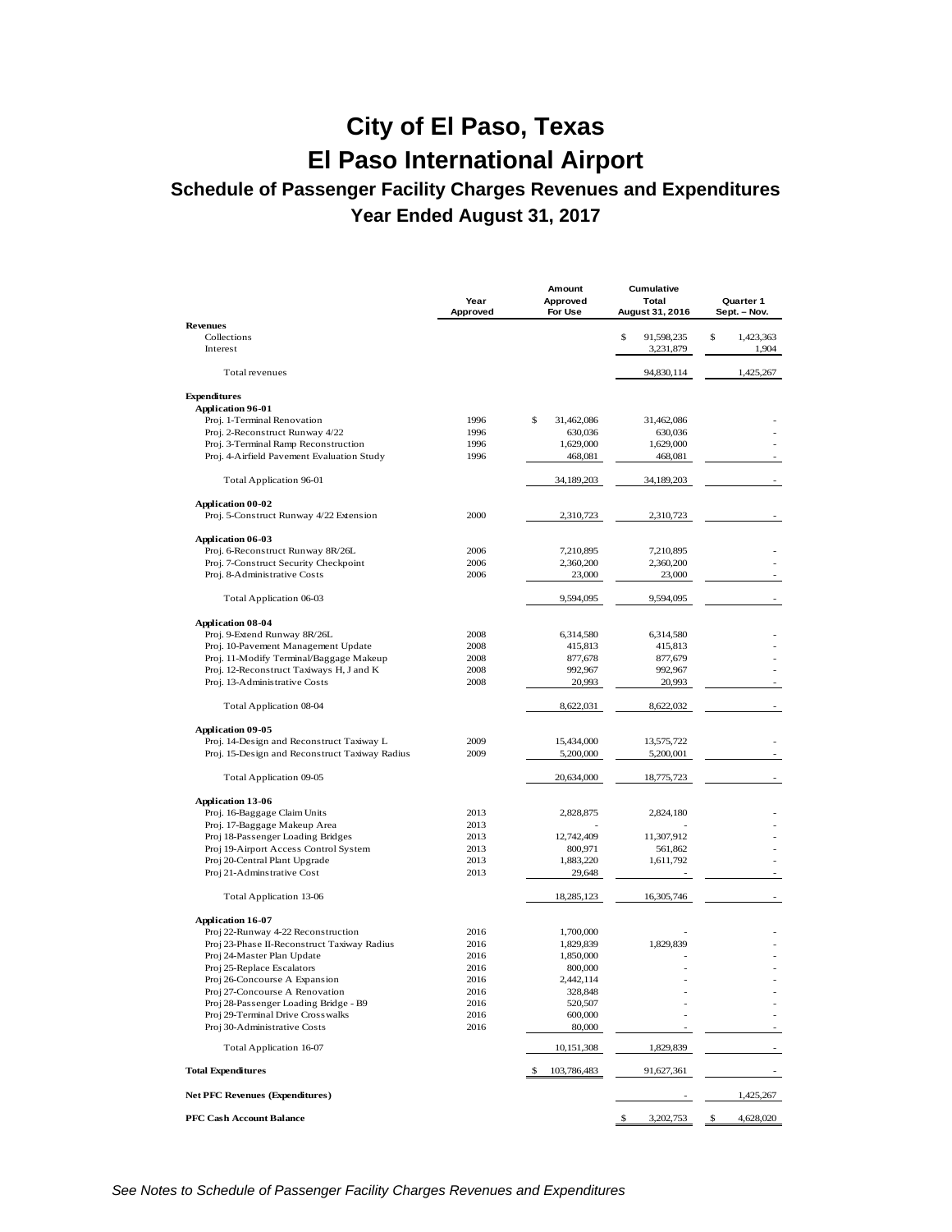# City of El Paso, Texas

# El Paso International Airport

## Schedule of Passenger Facility Charges Revenues and Expenditures

## Year Ended August 31, 2017

| | Year Approved | Amount Approved For Use | Cumulative Total August 31, 2016 | Quarter 1 Sept. – Nov. |
|---|---|---|---|---|
| **Revenues** | | | | |
| Collections | | | $ 91,598,235 | $ 1,423,363 |
| Interest | | | 3,231,879 | 1,904 |
| Total revenues | | | 94,830,114 | 1,425,267 |
| **Expenditures** | | | | |
| **Application 96-01** | | | | |
| Proj. 1-Terminal Renovation | 1996 | $ 31,462,086 | 31,462,086 | - |
| Proj. 2-Reconstruct Runway 4/22 | 1996 | 630,036 | 630,036 | - |
| Proj. 3-Terminal Ramp Reconstruction | 1996 | 1,629,000 | 1,629,000 | - |
| Proj. 4-Airfield Pavement Evaluation Study | 1996 | 468,081 | 468,081 | - |
| Total Application 96-01 | | 34,189,203 | 34,189,203 | - |
| **Application 00-02** | | | | |
| Proj. 5-Construct Runway 4/22 Extension | 2000 | 2,310,723 | 2,310,723 | - |
| **Application 06-03** | | | | |
| Proj. 6-Reconstruct Runway 8R/26L | 2006 | 7,210,895 | 7,210,895 | - |
| Proj. 7-Construct Security Checkpoint | 2006 | 2,360,200 | 2,360,200 | - |
| Proj. 8-Administrative Costs | 2006 | 23,000 | 23,000 | - |
| Total Application 06-03 | | 9,594,095 | 9,594,095 | - |
| **Application 08-04** | | | | |
| Proj. 9-Extend Runway 8R/26L | 2008 | 6,314,580 | 6,314,580 | - |
| Proj. 10-Pavement Management Update | 2008 | 415,813 | 415,813 | - |
| Proj. 11-Modify Terminal/Baggage Makeup | 2008 | 877,678 | 877,679 | - |
| Proj. 12-Reconstruct Taxiways H, J and K | 2008 | 992,967 | 992,967 | - |
| Proj. 13-Administrative Costs | 2008 | 20,993 | 20,993 | - |
| Total Application 08-04 | | 8,622,031 | 8,622,032 | - |
| **Application 09-05** | | | | |
| Proj. 14-Design and Reconstruct Taxiway L | 2009 | 15,434,000 | 13,575,722 | - |
| Proj. 15-Design and Reconstruct Taxiway Radius | 2009 | 5,200,000 | 5,200,001 | - |
| Total Application 09-05 | | 20,634,000 | 18,775,723 | - |
| **Application 13-06** | | | | |
| Proj. 16-Baggage Claim Units | 2013 | 2,828,875 | 2,824,180 | - |
| Proj. 17-Baggage Makeup Area | 2013 | - | - | - |
| Proj 18-Passenger Loading Bridges | 2013 | 12,742,409 | 11,307,912 | - |
| Proj 19-Airport Access Control System | 2013 | 800,971 | 561,862 | - |
| Proj 20-Central Plant Upgrade | 2013 | 1,883,220 | 1,611,792 | - |
| Proj 21-Adminstrative Cost | 2013 | 29,648 | - | - |
| Total Application 13-06 | | 18,285,123 | 16,305,746 | - |
| **Application 16-07** | | | | |
| Proj 22-Runway 4-22 Reconstruction | 2016 | 1,700,000 | - | - |
| Proj 23-Phase II-Reconstruct Taxiway Radius | 2016 | 1,829,839 | 1,829,839 | - |
| Proj 24-Master Plan Update | 2016 | 1,850,000 | - | - |
| Proj 25-Replace Escalators | 2016 | 800,000 | - | - |
| Proj 26-Concourse A Expansion | 2016 | 2,442,114 | - | - |
| Proj 27-Concourse A Renovation | 2016 | 328,848 | - | - |
| Proj 28-Passenger Loading Bridge - B9 | 2016 | 520,507 | - | - |
| Proj 29-Terminal Drive Crosswalks | 2016 | 600,000 | - | - |
| Proj 30-Administrative Costs | 2016 | 80,000 | - | - |
| Total Application 16-07 | | 10,151,308 | 1,829,839 | - |
| **Total Expenditures** | | $ 103,786,483 | 91,627,361 | - |
| **Net PFC Revenues (Expenditures)** | | | - | 1,425,267 |
| **PFC Cash Account Balance** | | | $ 3,202,753 | $ 4,628,020 |

*See Notes to Schedule of Passenger Facility Charges Revenues and Expenditures*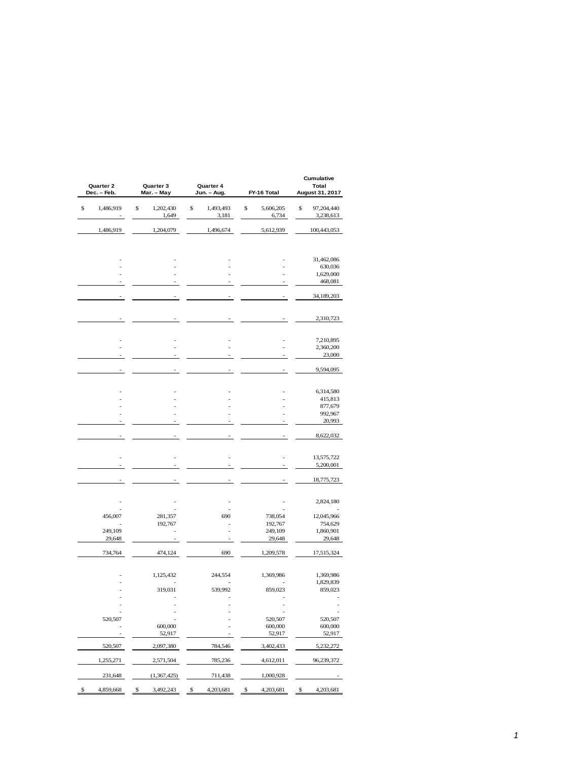| Quarter 2 Dec. – Feb. | Quarter 3 Mar. – May | Quarter 4 Jun. – Aug. | FY-16 Total | Cumulative Total August 31, 2017 |
|---|---|---|---|---|
| $ 1,486,919 | $ 1,202,430 | $ 1,493,493 | $ 5,606,205 | $ 97,204,440 |
| - | 1,649 | 3,181 | 6,734 | 3,238,613 |
| 1,486,919 | 1,204,079 | 1,496,674 | 5,612,939 | 100,443,053 |
| | | | | |
| - | - | - | - | 31,462,086 |
| - | - | - | - | 630,036 |
| - | - | - | - | 1,629,000 |
| - | - | - | - | 468,081 |
| - | - | - | - | 34,189,203 |
| | | | | |
| - | - | - | - | 2,310,723 |
| | | | | |
| - | - | - | - | 7,210,895 |
| - | - | - | - | 2,360,200 |
| - | - | - | - | 23,000 |
| - | - | - | - | 9,594,095 |
| | | | | |
| - | - | - | - | 6,314,580 |
| - | - | - | - | 415,813 |
| - | - | - | - | 877,679 |
| - | - | - | - | 992,967 |
| - | - | - | - | 20,993 |
| - | - | - | - | 8,622,032 |
| | | | | |
| - | - | - | - | 13,575,722 |
| - | - | - | - | 5,200,001 |
| - | - | - | - | 18,775,723 |
| | | | | |
| - | - | - | - | 2,824,180 |
| - | - | - | - | - |
| 456,007 | 281,357 | 690 | 738,054 | 12,045,966 |
| - | 192,767 | - | 192,767 | 754,629 |
| 249,109 | - | - | 249,109 | 1,860,901 |
| 29,648 | - | - | 29,648 | 29,648 |
| 734,764 | 474,124 | 690 | 1,209,578 | 17,515,324 |
| | | | | |
| - | 1,125,432 | 244,554 | 1,369,986 | 1,369,986 |
| - | - | - | - | 1,829,839 |
| - | 319,031 | 539,992 | 859,023 | 859,023 |
| - | - | - | - | - |
| - | - | - | - | - |
| - | - | - | - | - |
| 520,507 | - | - | 520,507 | 520,507 |
| - | 600,000 | - | 600,000 | 600,000 |
| - | 52,917 | - | 52,917 | 52,917 |
| 520,507 | 2,097,380 | 784,546 | 3,402,433 | 5,232,272 |
| 1,255,271 | 2,571,504 | 785,236 | 4,612,011 | 96,239,372 |
| 231,648 | (1,367,425) | 711,438 | 1,000,928 | - |
| $ 4,859,668 | $ 3,492,243 | $ 4,203,681 | $ 4,203,681 | $ 4,203,681 |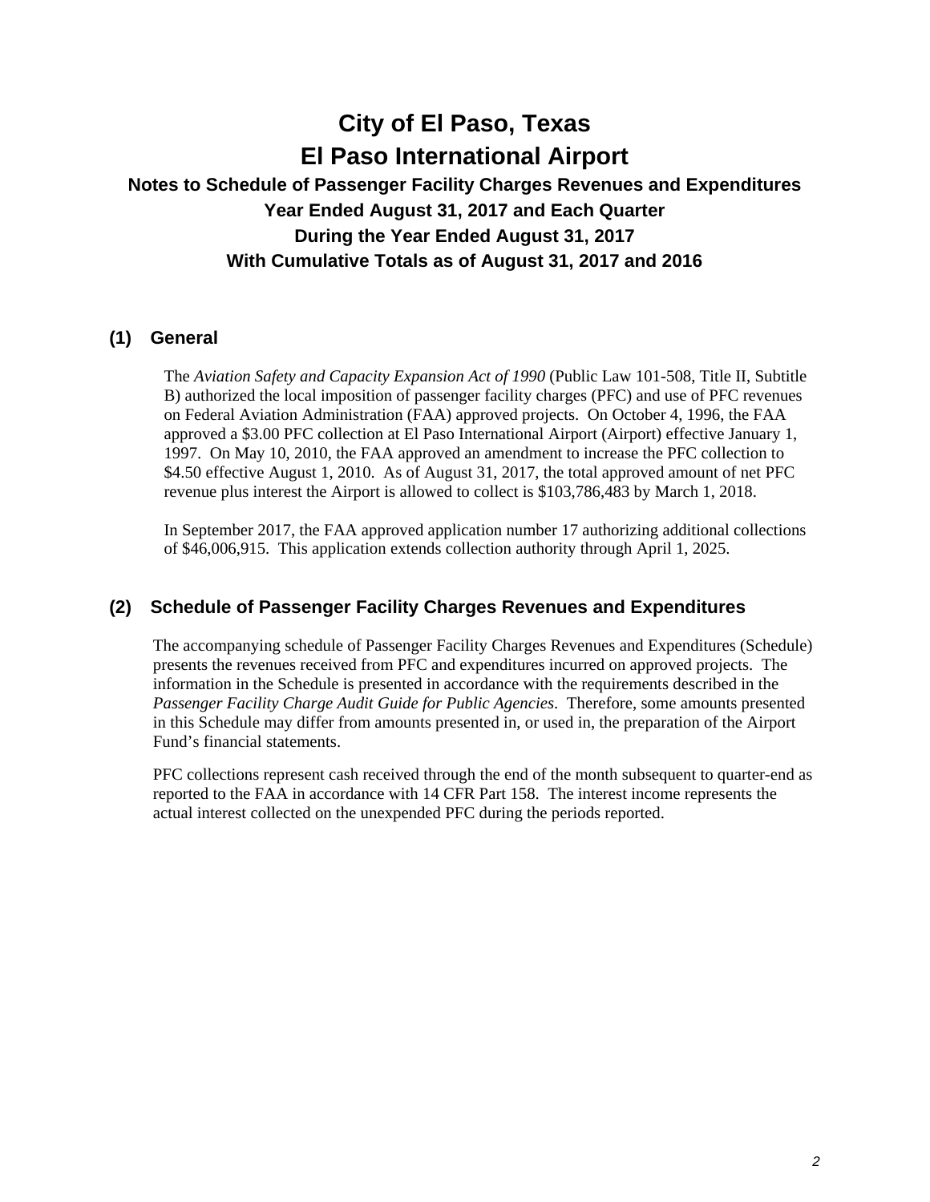# City of El Paso, Texas
# El Paso International Airport

### Notes to Schedule of Passenger Facility Charges Revenues and Expenditures
### Year Ended August 31, 2017 and Each Quarter
### During the Year Ended August 31, 2017
### With Cumulative Totals as of August 31, 2017 and 2016

## (1) General

The *Aviation Safety and Capacity Expansion Act of 1990* (Public Law 101-508, Title II, Subtitle B) authorized the local imposition of passenger facility charges (PFC) and use of PFC revenues on Federal Aviation Administration (FAA) approved projects. On October 4, 1996, the FAA approved a $3.00 PFC collection at El Paso International Airport (Airport) effective January 1, 1997. On May 10, 2010, the FAA approved an amendment to increase the PFC collection to $4.50 effective August 1, 2010. As of August 31, 2017, the total approved amount of net PFC revenue plus interest the Airport is allowed to collect is $103,786,483 by March 1, 2018.

In September 2017, the FAA approved application number 17 authorizing additional collections of $46,006,915. This application extends collection authority through April 1, 2025.

## (2) Schedule of Passenger Facility Charges Revenues and Expenditures

The accompanying schedule of Passenger Facility Charges Revenues and Expenditures (Schedule) presents the revenues received from PFC and expenditures incurred on approved projects. The information in the Schedule is presented in accordance with the requirements described in the *Passenger Facility Charge Audit Guide for Public Agencies*. Therefore, some amounts presented in this Schedule may differ from amounts presented in, or used in, the preparation of the Airport Fund's financial statements.

PFC collections represent cash received through the end of the month subsequent to quarter-end as reported to the FAA in accordance with 14 CFR Part 158. The interest income represents the actual interest collected on the unexpended PFC during the periods reported.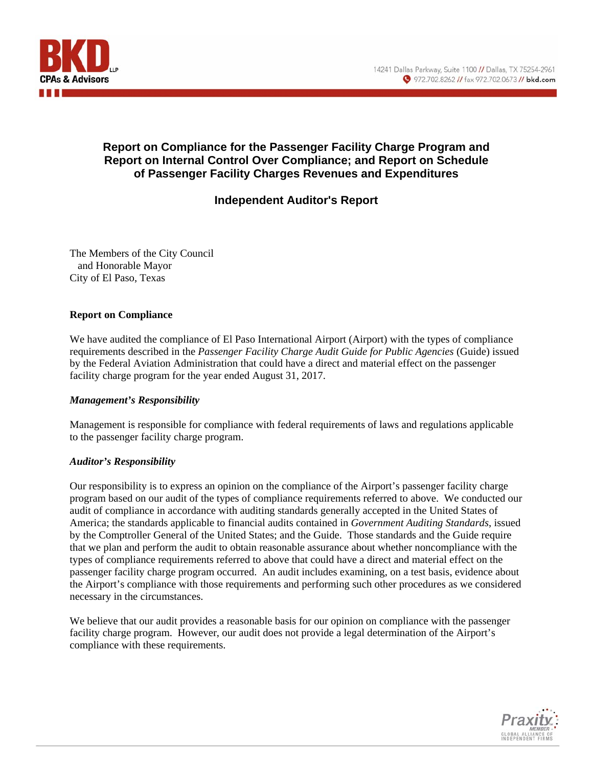# Report on Compliance for the Passenger Facility Charge Program and Report on Internal Control Over Compliance; and Report on Schedule of Passenger Facility Charges Revenues and Expenditures

## Independent Auditor's Report

The Members of the City Council
and Honorable Mayor
City of El Paso, Texas

### Report on Compliance

We have audited the compliance of El Paso International Airport (Airport) with the types of compliance requirements described in the *Passenger Facility Charge Audit Guide for Public Agencies* (Guide) issued by the Federal Aviation Administration that could have a direct and material effect on the passenger facility charge program for the year ended August 31, 2017.

#### *Management's Responsibility*

Management is responsible for compliance with federal requirements of laws and regulations applicable to the passenger facility charge program.

#### *Auditor's Responsibility*

Our responsibility is to express an opinion on the compliance of the Airport's passenger facility charge program based on our audit of the types of compliance requirements referred to above. We conducted our audit of compliance in accordance with auditing standards generally accepted in the United States of America; the standards applicable to financial audits contained in *Government Auditing Standards*, issued by the Comptroller General of the United States; and the Guide. Those standards and the Guide require that we plan and perform the audit to obtain reasonable assurance about whether noncompliance with the types of compliance requirements referred to above that could have a direct and material effect on the passenger facility charge program occurred. An audit includes examining, on a test basis, evidence about the Airport's compliance with those requirements and performing such other procedures as we considered necessary in the circumstances.

We believe that our audit provides a reasonable basis for our opinion on compliance with the passenger facility charge program. However, our audit does not provide a legal determination of the Airport's compliance with these requirements.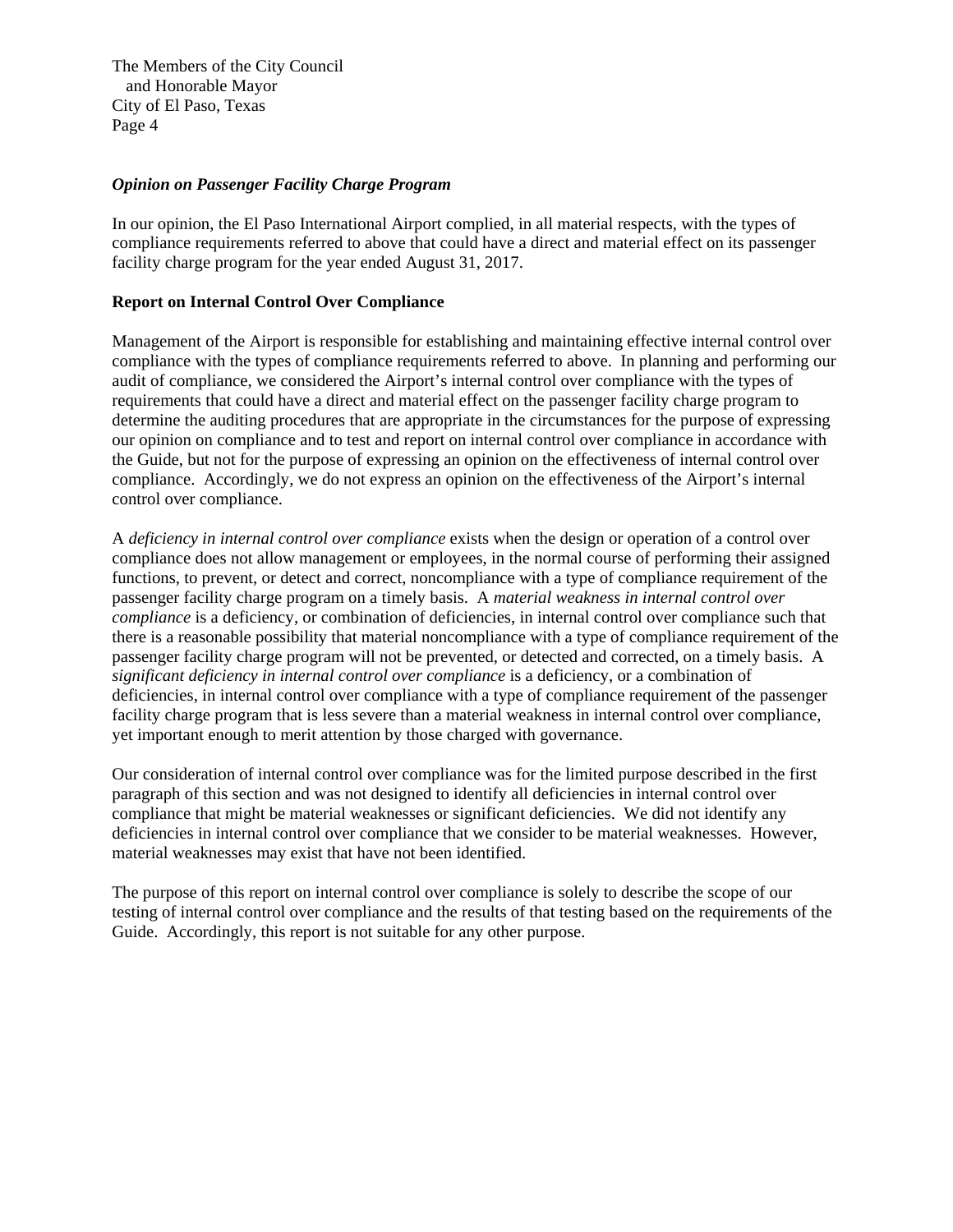*Opinion on Passenger Facility Charge Program*

In our opinion, the El Paso International Airport complied, in all material respects, with the types of compliance requirements referred to above that could have a direct and material effect on its passenger facility charge program for the year ended August 31, 2017.

**Report on Internal Control Over Compliance**

Management of the Airport is responsible for establishing and maintaining effective internal control over compliance with the types of compliance requirements referred to above. In planning and performing our audit of compliance, we considered the Airport's internal control over compliance with the types of requirements that could have a direct and material effect on the passenger facility charge program to determine the auditing procedures that are appropriate in the circumstances for the purpose of expressing our opinion on compliance and to test and report on internal control over compliance in accordance with the Guide, but not for the purpose of expressing an opinion on the effectiveness of internal control over compliance. Accordingly, we do not express an opinion on the effectiveness of the Airport's internal control over compliance.

A *deficiency in internal control over compliance* exists when the design or operation of a control over compliance does not allow management or employees, in the normal course of performing their assigned functions, to prevent, or detect and correct, noncompliance with a type of compliance requirement of the passenger facility charge program on a timely basis. A *material weakness in internal control over compliance* is a deficiency, or combination of deficiencies, in internal control over compliance such that there is a reasonable possibility that material noncompliance with a type of compliance requirement of the passenger facility charge program will not be prevented, or detected and corrected, on a timely basis. A *significant deficiency in internal control over compliance* is a deficiency, or a combination of deficiencies, in internal control over compliance with a type of compliance requirement of the passenger facility charge program that is less severe than a material weakness in internal control over compliance, yet important enough to merit attention by those charged with governance.

Our consideration of internal control over compliance was for the limited purpose described in the first paragraph of this section and was not designed to identify all deficiencies in internal control over compliance that might be material weaknesses or significant deficiencies. We did not identify any deficiencies in internal control over compliance that we consider to be material weaknesses. However, material weaknesses may exist that have not been identified.

The purpose of this report on internal control over compliance is solely to describe the scope of our testing of internal control over compliance and the results of that testing based on the requirements of the Guide. Accordingly, this report is not suitable for any other purpose.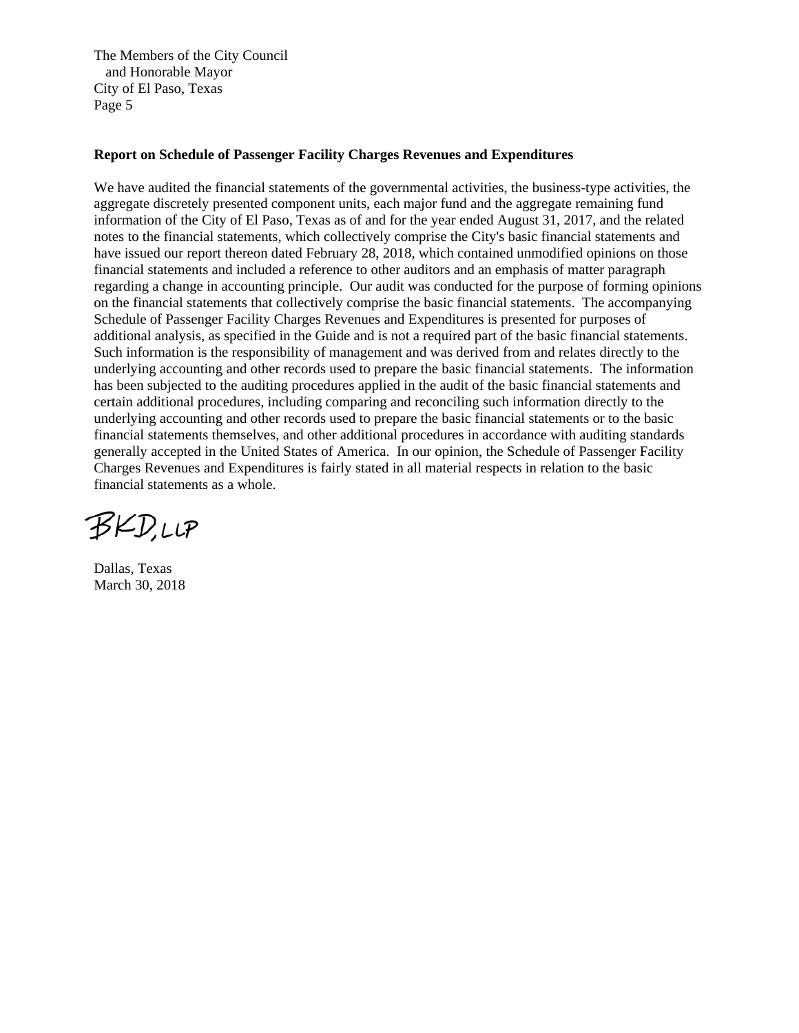The Members of the City Council
and Honorable Mayor
City of El Paso, Texas
Page 5

**Report on Schedule of Passenger Facility Charges Revenues and Expenditures**

We have audited the financial statements of the governmental activities, the business-type activities, the aggregate discretely presented component units, each major fund and the aggregate remaining fund information of the City of El Paso, Texas as of and for the year ended August 31, 2017, and the related notes to the financial statements, which collectively comprise the City's basic financial statements and have issued our report thereon dated February 28, 2018, which contained unmodified opinions on those financial statements and included a reference to other auditors and an emphasis of matter paragraph regarding a change in accounting principle. Our audit was conducted for the purpose of forming opinions on the financial statements that collectively comprise the basic financial statements. The accompanying Schedule of Passenger Facility Charges Revenues and Expenditures is presented for purposes of additional analysis, as specified in the Guide and is not a required part of the basic financial statements. Such information is the responsibility of management and was derived from and relates directly to the underlying accounting and other records used to prepare the basic financial statements. The information has been subjected to the auditing procedures applied in the audit of the basic financial statements and certain additional procedures, including comparing and reconciling such information directly to the underlying accounting and other records used to prepare the basic financial statements or to the basic financial statements themselves, and other additional procedures in accordance with auditing standards generally accepted in the United States of America. In our opinion, the Schedule of Passenger Facility Charges Revenues and Expenditures is fairly stated in all material respects in relation to the basic financial statements as a whole.

BKD, LLP

Dallas, Texas
March 30, 2018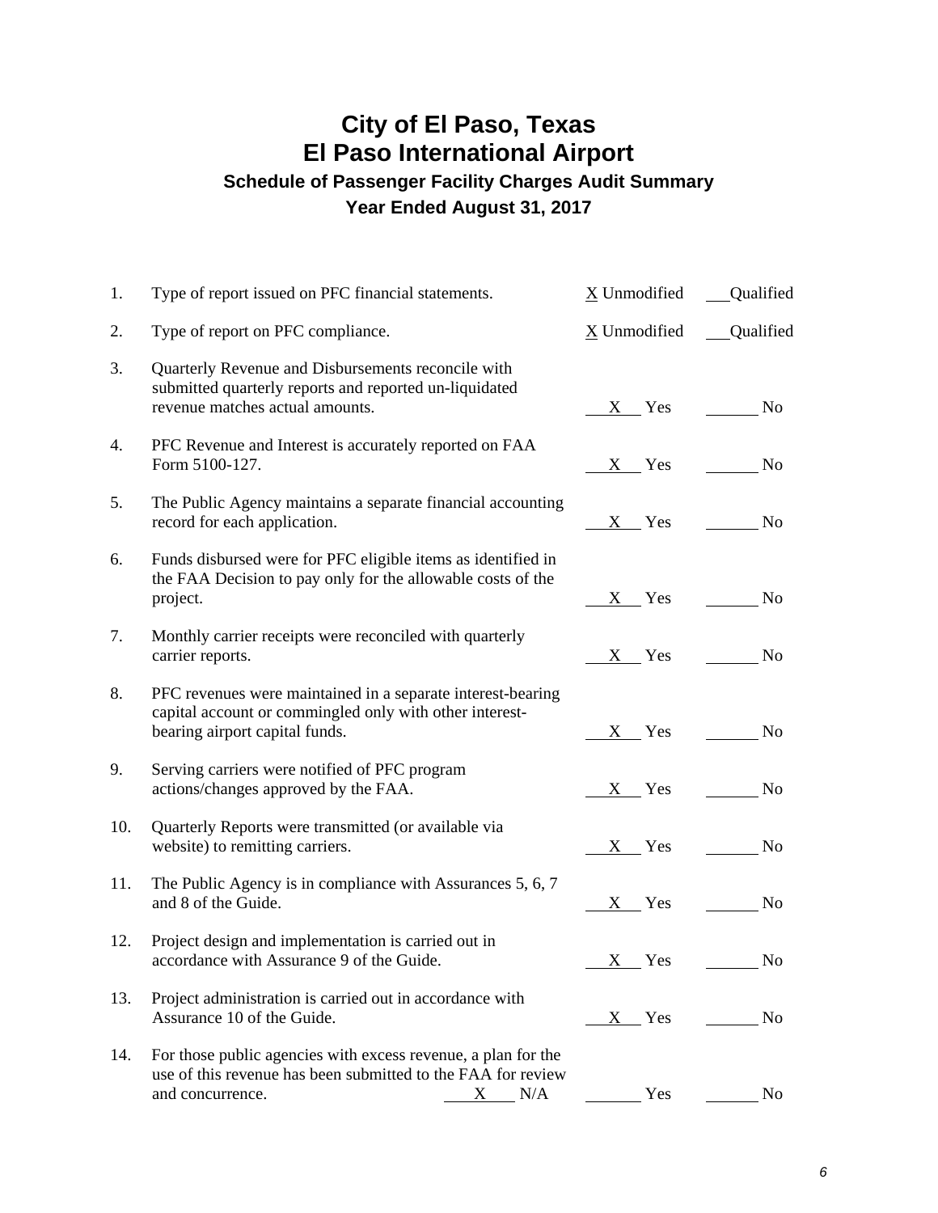# City of El Paso, Texas
# El Paso International Airport
### Schedule of Passenger Facility Charges Audit Summary
### Year Ended August 31, 2017

| | | | |
|---|---|---|---|
| 1. | Type of report issued on PFC financial statements. | X Unmodified | ___ Qualified |
| 2. | Type of report on PFC compliance. | X Unmodified | ___ Qualified |
| 3. | Quarterly Revenue and Disbursements reconcile with submitted quarterly reports and reported un-liquidated revenue matches actual amounts. | X Yes | ___ No |
| 4. | PFC Revenue and Interest is accurately reported on FAA Form 5100-127. | X Yes | ___ No |
| 5. | The Public Agency maintains a separate financial accounting record for each application. | X Yes | ___ No |
| 6. | Funds disbursed were for PFC eligible items as identified in the FAA Decision to pay only for the allowable costs of the project. | X Yes | ___ No |
| 7. | Monthly carrier receipts were reconciled with quarterly carrier reports. | X Yes | ___ No |
| 8. | PFC revenues were maintained in a separate interest-bearing capital account or commingled only with other interest-bearing airport capital funds. | X Yes | ___ No |
| 9. | Serving carriers were notified of PFC program actions/changes approved by the FAA. | X Yes | ___ No |
| 10. | Quarterly Reports were transmitted (or available via website) to remitting carriers. | X Yes | ___ No |
| 11. | The Public Agency is in compliance with Assurances 5, 6, 7 and 8 of the Guide. | X Yes | ___ No |
| 12. | Project design and implementation is carried out in accordance with Assurance 9 of the Guide. | X Yes | ___ No |
| 13. | Project administration is carried out in accordance with Assurance 10 of the Guide. | X Yes | ___ No |
| 14. | For those public agencies with excess revenue, a plan for the use of this revenue has been submitted to the FAA for review and concurrence. X N/A | ___ Yes | ___ No |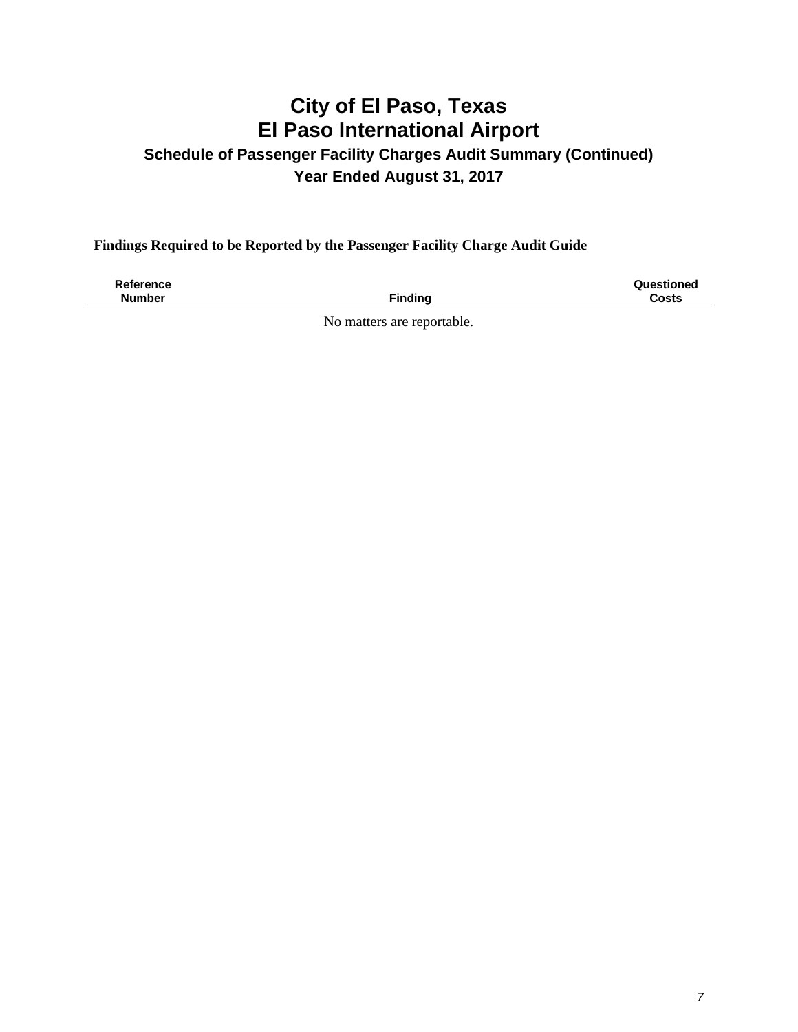# City of El Paso, Texas
# El Paso International Airport
## Schedule of Passenger Facility Charges Audit Summary (Continued)
## Year Ended August 31, 2017

**Findings Required to be Reported by the Passenger Facility Charge Audit Guide**

| Reference Number | Finding | Questioned Costs |
|---|---|---|
| | No matters are reportable. | |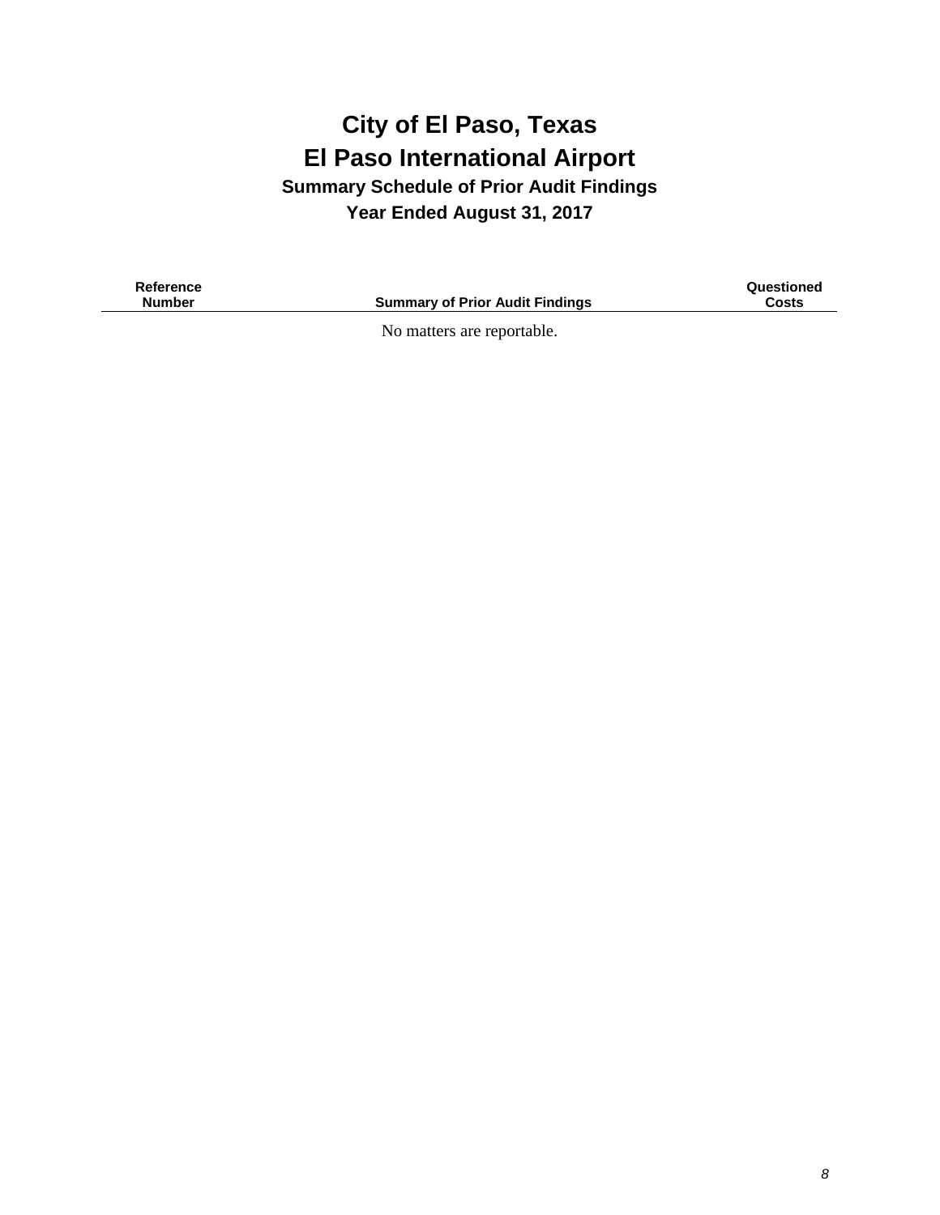# City of El Paso, Texas
# El Paso International Airport
## Summary Schedule of Prior Audit Findings
## Year Ended August 31, 2017

| Reference Number | Summary of Prior Audit Findings | Questioned Costs |
|---|---|---|
| | No matters are reportable. | |